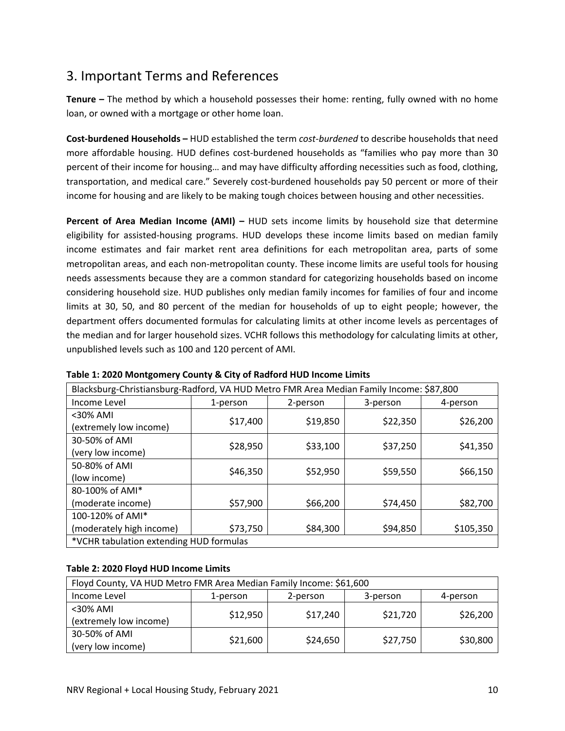## 3. Important Terms and References

**Tenure –** The method by which a household possesses their home: renting, fully owned with no home loan, or owned with a mortgage or other home loan.

**Cost-burdened Households –** HUD established the term *cost-burdened* to describe households that need more affordable housing. HUD defines cost-burdened households as "families who pay more than 30 percent of their income for housing… and may have difficulty affording necessities such as food, clothing, transportation, and medical care." Severely cost-burdened households pay 50 percent or more of their income for housing and are likely to be making tough choices between housing and other necessities.

**Percent of Area Median Income (AMI) –** HUD sets income limits by household size that determine eligibility for assisted-housing programs. HUD develops these income limits based on median family income estimates and fair market rent area definitions for each metropolitan area, parts of some metropolitan areas, and each non-metropolitan county. These income limits are useful tools for housing needs assessments because they are a common standard for categorizing households based on income considering household size. HUD publishes only median family incomes for families of four and income limits at 30, 50, and 80 percent of the median for households of up to eight people; however, the department offers documented formulas for calculating limits at other income levels as percentages of the median and for larger household sizes. VCHR follows this methodology for calculating limits at other, unpublished levels such as 100 and 120 percent of AMI.

**Table 1: 2020 Montgomery County & City of Radford HUD Income Limits**

| Blacksburg-Christiansburg-Radford, VA HUD Metro FMR Area Median Family Income: $87,800 | | | | |
|---|---|---|---|---|
| Income Level | 1-person | 2-person | 3-person | 4-person |
| <30% AMI (extremely low income) | $17,400 | $19,850 | $22,350 | $26,200 |
| 30-50% of AMI (very low income) | $28,950 | $33,100 | $37,250 | $41,350 |
| 50-80% of AMI (low income) | $46,350 | $52,950 | $59,550 | $66,150 |
| 80-100% of AMI* (moderate income) | $57,900 | $66,200 | $74,450 | $82,700 |
| 100-120% of AMI* (moderately high income) | $73,750 | $84,300 | $94,850 | $105,350 |
| *VCHR tabulation extending HUD formulas | | | | |

**Table 2: 2020 Floyd HUD Income Limits**

| Floyd County, VA HUD Metro FMR Area Median Family Income: $61,600 | | | | |
|---|---|---|---|---|
| Income Level | 1-person | 2-person | 3-person | 4-person |
| <30% AMI (extremely low income) | $12,950 | $17,240 | $21,720 | $26,200 |
| 30-50% of AMI (very low income) | $21,600 | $24,650 | $27,750 | $30,800 |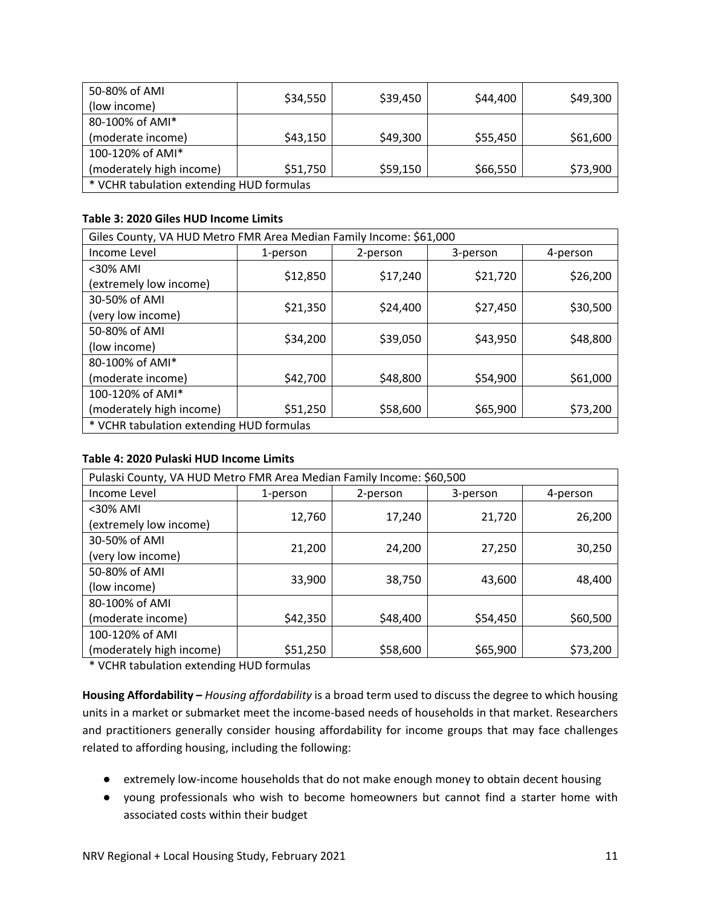| 50-80% of AMI (low income) | $34,550 | $39,450 | $44,400 | $49,300 |
|---|---|---|---|---|
| 80-100% of AMI* (moderate income) | $43,150 | $49,300 | $55,450 | $61,600 |
| 100-120% of AMI* (moderately high income) | $51,750 | $59,150 | $66,550 | $73,900 |
| * VCHR tabulation extending HUD formulas | | | | |

**Table 3: 2020 Giles HUD Income Limits**

| Giles County, VA HUD Metro FMR Area Median Family Income: $61,000 | | | | |
|---|---|---|---|---|
| Income Level | 1-person | 2-person | 3-person | 4-person |
| <30% AMI (extremely low income) | $12,850 | $17,240 | $21,720 | $26,200 |
| 30-50% of AMI (very low income) | $21,350 | $24,400 | $27,450 | $30,500 |
| 50-80% of AMI (low income) | $34,200 | $39,050 | $43,950 | $48,800 |
| 80-100% of AMI* (moderate income) | $42,700 | $48,800 | $54,900 | $61,000 |
| 100-120% of AMI* (moderately high income) | $51,250 | $58,600 | $65,900 | $73,200 |
| * VCHR tabulation extending HUD formulas | | | | |

**Table 4: 2020 Pulaski HUD Income Limits**

| Pulaski County, VA HUD Metro FMR Area Median Family Income: $60,500 | | | | |
|---|---|---|---|---|
| Income Level | 1-person | 2-person | 3-person | 4-person |
| <30% AMI (extremely low income) | 12,760 | 17,240 | 21,720 | 26,200 |
| 30-50% of AMI (very low income) | 21,200 | 24,200 | 27,250 | 30,250 |
| 50-80% of AMI (low income) | 33,900 | 38,750 | 43,600 | 48,400 |
| 80-100% of AMI (moderate income) | $42,350 | $48,400 | $54,450 | $60,500 |
| 100-120% of AMI (moderately high income) | $51,250 | $58,600 | $65,900 | $73,200 |

\* VCHR tabulation extending HUD formulas

**Housing Affordability –** *Housing affordability* is a broad term used to discuss the degree to which housing units in a market or submarket meet the income-based needs of households in that market. Researchers and practitioners generally consider housing affordability for income groups that may face challenges related to affording housing, including the following:

- extremely low-income households that do not make enough money to obtain decent housing
- young professionals who wish to become homeowners but cannot find a starter home with associated costs within their budget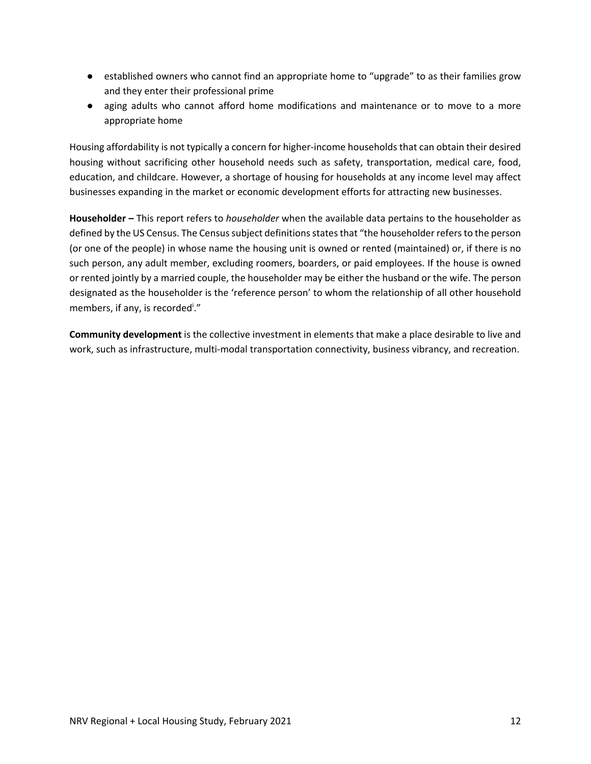- established owners who cannot find an appropriate home to "upgrade" to as their families grow and they enter their professional prime
- aging adults who cannot afford home modifications and maintenance or to move to a more appropriate home

Housing affordability is not typically a concern for higher-income households that can obtain their desired housing without sacrificing other household needs such as safety, transportation, medical care, food, education, and childcare. However, a shortage of housing for households at any income level may affect businesses expanding in the market or economic development efforts for attracting new businesses.

**Householder –** This report refers to *householder* when the available data pertains to the householder as defined by the US Census. The Census subject definitions states that "the householder refers to the person (or one of the people) in whose name the housing unit is owned or rented (maintained) or, if there is no such person, any adult member, excluding roomers, boarders, or paid employees. If the house is owned or rented jointly by a married couple, the householder may be either the husband or the wife. The person designated as the householder is the 'reference person' to whom the relationship of all other household members, if any, is recorded[i]."

**Community development** is the collective investment in elements that make a place desirable to live and work, such as infrastructure, multi-modal transportation connectivity, business vibrancy, and recreation.